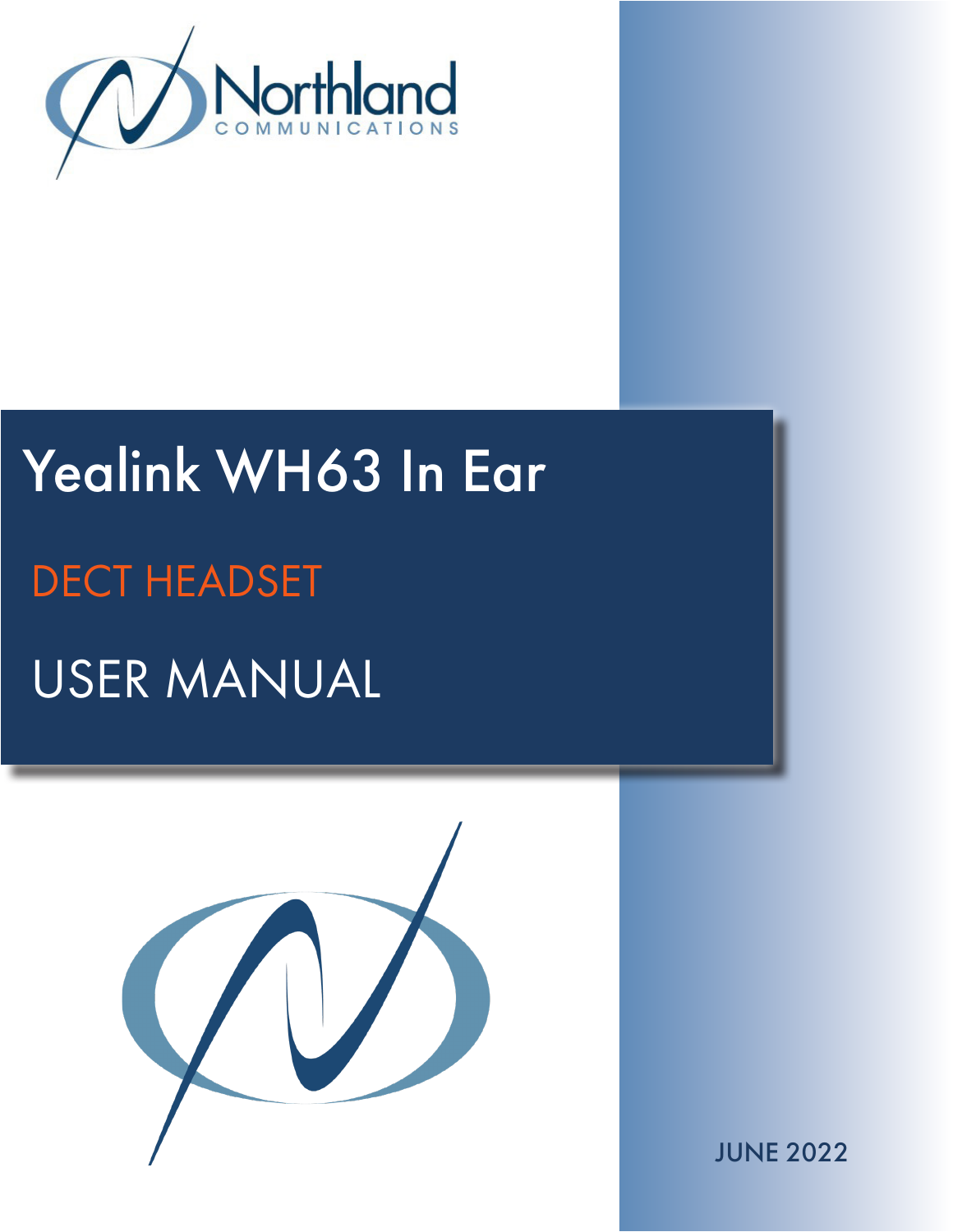Northland
COMMUNICATIONS

# Yealink WH63 In Ear

## DECT HEADSET

## USER MANUAL

JUNE 2022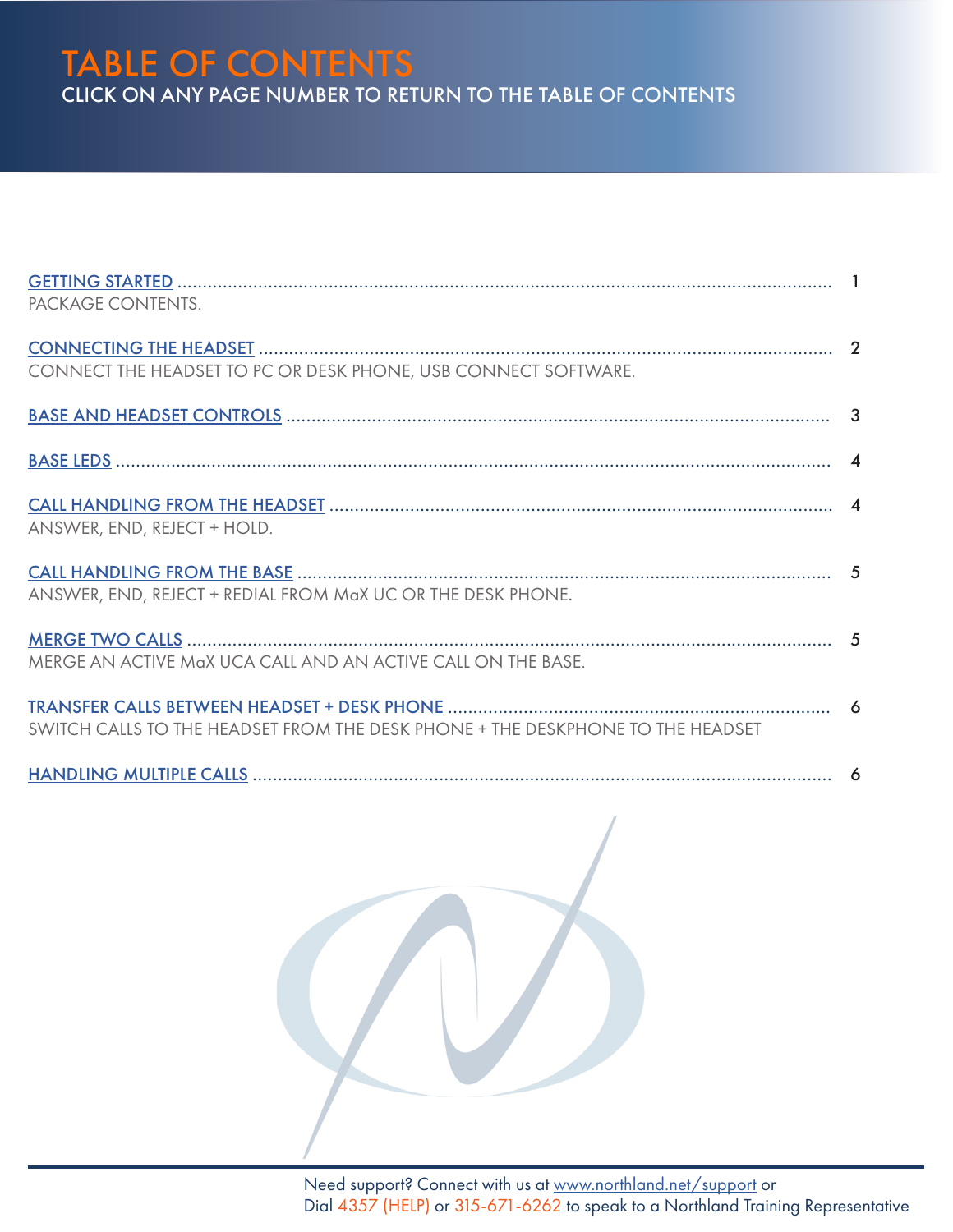# TABLE OF CONTENTS

CLICK ON ANY PAGE NUMBER TO RETURN TO THE TABLE OF CONTENTS

[GETTING STARTED](#) ........................................ 1
PACKAGE CONTENTS.

[CONNECTING THE HEADSET](#) ........................................ 2
CONNECT THE HEADSET TO PC OR DESK PHONE, USB CONNECT SOFTWARE.

[BASE AND HEADSET CONTROLS](#) ........................................ 3

[BASE LEDS](#) ........................................ 4

[CALL HANDLING FROM THE HEADSET](#) ........................................ 4
ANSWER, END, REJECT + HOLD.

[CALL HANDLING FROM THE BASE](#) ........................................ 5
ANSWER, END, REJECT + REDIAL FROM MaX UC OR THE DESK PHONE.

[MERGE TWO CALLS](#) ........................................ 5
MERGE AN ACTIVE MaX UCA CALL AND AN ACTIVE CALL ON THE BASE.

[TRANSFER CALLS BETWEEN HEADSET + DESK PHONE](#) ........................................ 6
SWITCH CALLS TO THE HEADSET FROM THE DESK PHONE + THE DESKPHONE TO THE HEADSET

[HANDLING MULTIPLE CALLS](#) ........................................ 6

Need support? Connect with us at www.northland.net/support or
Dial 4357 (HELP) or 315-671-6262 to speak to a Northland Training Representative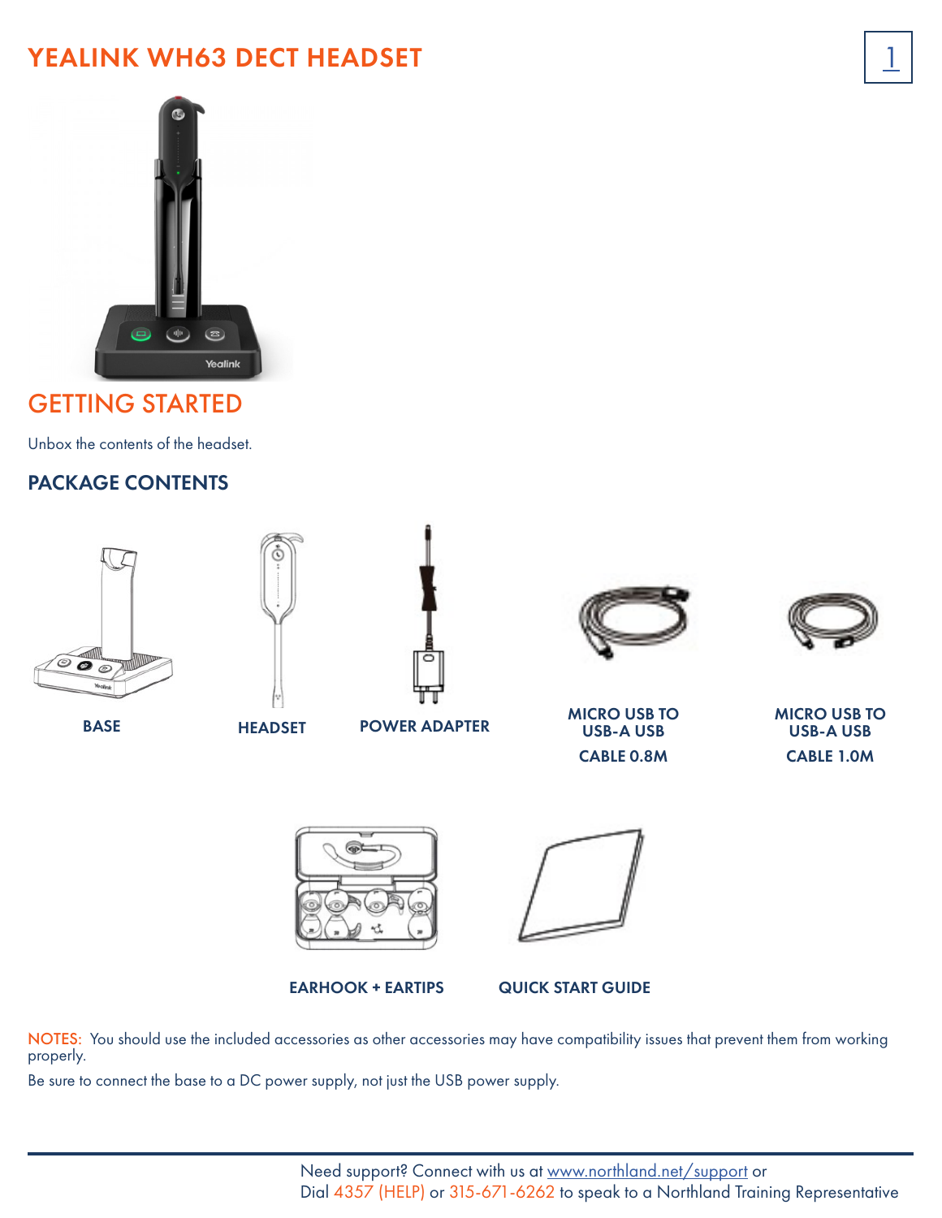# YEALINK WH63 DECT HEADSET

## GETTING STARTED

Unbox the contents of the headset.

### PACKAGE CONTENTS

BASE

HEADSET

POWER ADAPTER

MICRO USB TO USB-A USB CABLE 0.8M

MICRO USB TO USB-A USB CABLE 1.0M

EARHOOK + EARTIPS

QUICK START GUIDE

NOTES: You should use the included accessories as other accessories may have compatibility issues that prevent them from working properly.

Be sure to connect the base to a DC power supply, not just the USB power supply.

Need support? Connect with us at www.northland.net/support or
Dial 4357 (HELP) or 315-671-6262 to speak to a Northland Training Representative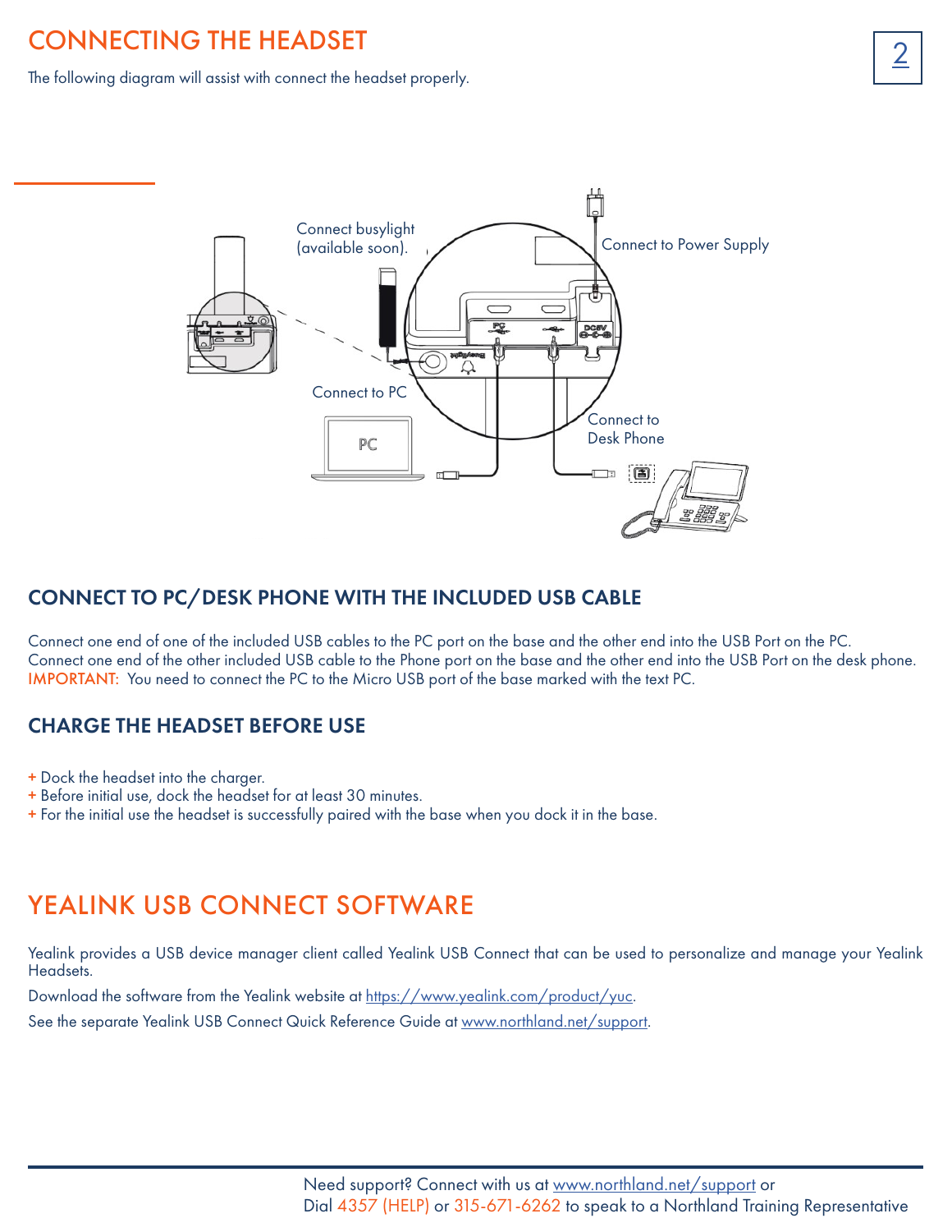# CONNECTING THE HEADSET

The following diagram will assist with connect the headset properly.

Connect busylight (available soon).

Connect to Power Supply

Connect to PC

Connect to Desk Phone

## CONNECT TO PC/DESK PHONE WITH THE INCLUDED USB CABLE

Connect one end of one of the included USB cables to the PC port on the base and the other end into the USB Port on the PC.
Connect one end of the other included USB cable to the Phone port on the base and the other end into the USB Port on the desk phone.
IMPORTANT: You need to connect the PC to the Micro USB port of the base marked with the text PC.

## CHARGE THE HEADSET BEFORE USE

+ Dock the headset into the charger.
+ Before initial use, dock the headset for at least 30 minutes.
+ For the initial use the headset is successfully paired with the base when you dock it in the base.

# YEALINK USB CONNECT SOFTWARE

Yealink provides a USB device manager client called Yealink USB Connect that can be used to personalize and manage your Yealink Headsets.

Download the software from the Yealink website at https://www.yealink.com/product/yuc.

See the separate Yealink USB Connect Quick Reference Guide at www.northland.net/support.

Need support? Connect with us at www.northland.net/support or
Dial 4357 (HELP) or 315-671-6262 to speak to a Northland Training Representative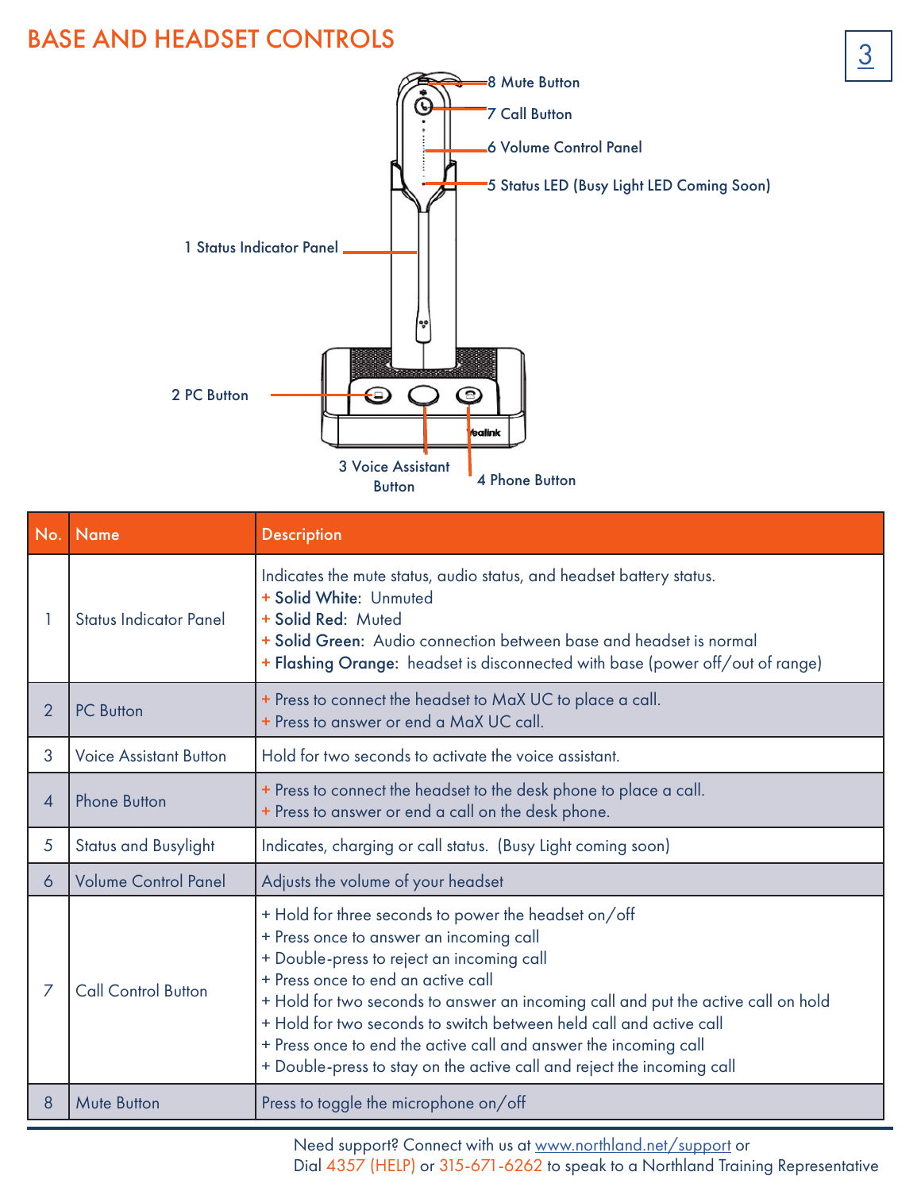# BASE AND HEADSET CONTROLS

8 Mute Button

7 Call Button

6 Volume Control Panel

5 Status LED (Busy Light LED Coming Soon)

1 Status Indicator Panel

2 PC Button

3 Voice Assistant Button

4 Phone Button

| No. | Name | Description |
|---|---|---|
| 1 | Status Indicator Panel | Indicates the mute status, audio status, and headset battery status.<br>+ **Solid White:** Unmuted<br>+ **Solid Red:** Muted<br>+ **Solid Green:** Audio connection between base and headset is normal<br>+ **Flashing Orange:** headset is disconnected with base (power off/out of range) |
| 2 | PC Button | + Press to connect the headset to MaX UC to place a call.<br>+ Press to answer or end a MaX UC call. |
| 3 | Voice Assistant Button | Hold for two seconds to activate the voice assistant. |
| 4 | Phone Button | + Press to connect the headset to the desk phone to place a call.<br>+ Press to answer or end a call on the desk phone. |
| 5 | Status and Busylight | Indicates, charging or call status. (Busy Light coming soon) |
| 6 | Volume Control Panel | Adjusts the volume of your headset |
| 7 | Call Control Button | + Hold for three seconds to power the headset on/off<br>+ Press once to answer an incoming call<br>+ Double-press to reject an incoming call<br>+ Press once to end an active call<br>+ Hold for two seconds to answer an incoming call and put the active call on hold<br>+ Hold for two seconds to switch between held call and active call<br>+ Press once to end the active call and answer the incoming call<br>+ Double-press to stay on the active call and reject the incoming call |
| 8 | Mute Button | Press to toggle the microphone on/off |

Need support? Connect with us at www.northland.net/support or
Dial 4357 (HELP) or 315-671-6262 to speak to a Northland Training Representative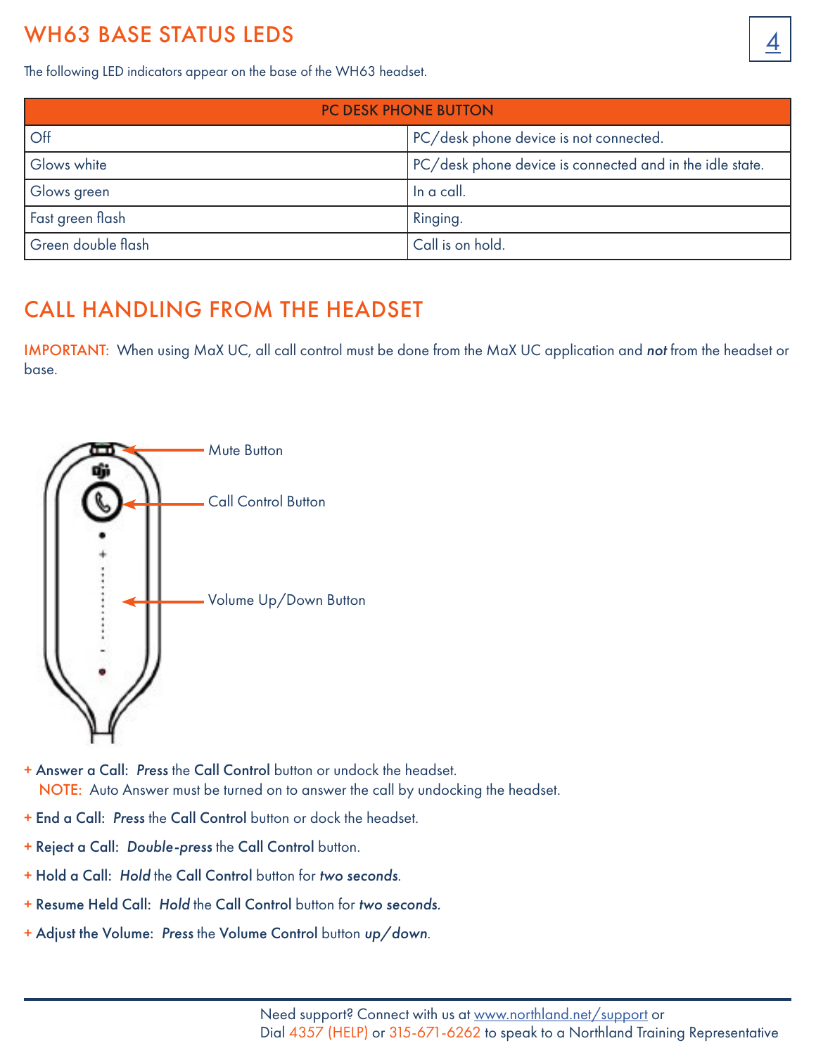# WH63 BASE STATUS LEDS

The following LED indicators appear on the base of the WH63 headset.

| PC DESK PHONE BUTTON | |
|---|---|
| Off | PC/desk phone device is not connected. |
| Glows white | PC/desk phone device is connected and in the idle state. |
| Glows green | In a call. |
| Fast green flash | Ringing. |
| Green double flash | Call is on hold. |

# CALL HANDLING FROM THE HEADSET

IMPORTANT: When using MaX UC, all call control must be done from the MaX UC application and ***not*** from the headset or base.

Mute Button

Call Control Button

Volume Up/Down Button

+ **Answer a Call:** ***Press*** the **Call Control** button or undock the headset.
  NOTE: Auto Answer must be turned on to answer the call by undocking the headset.
+ **End a Call:** ***Press*** the **Call Control** button or dock the headset.
+ **Reject a Call:** ***Double-press*** the **Call Control** button.
+ **Hold a Call:** ***Hold*** the **Call Control** button for ***two seconds***.
+ **Resume Held Call:** ***Hold*** the **Call Control** button for ***two seconds***.
+ **Adjust the Volume:** ***Press*** the **Volume Control** button ***up/down***.

Need support? Connect with us at www.northland.net/support or
Dial 4357 (HELP) or 315-671-6262 to speak to a Northland Training Representative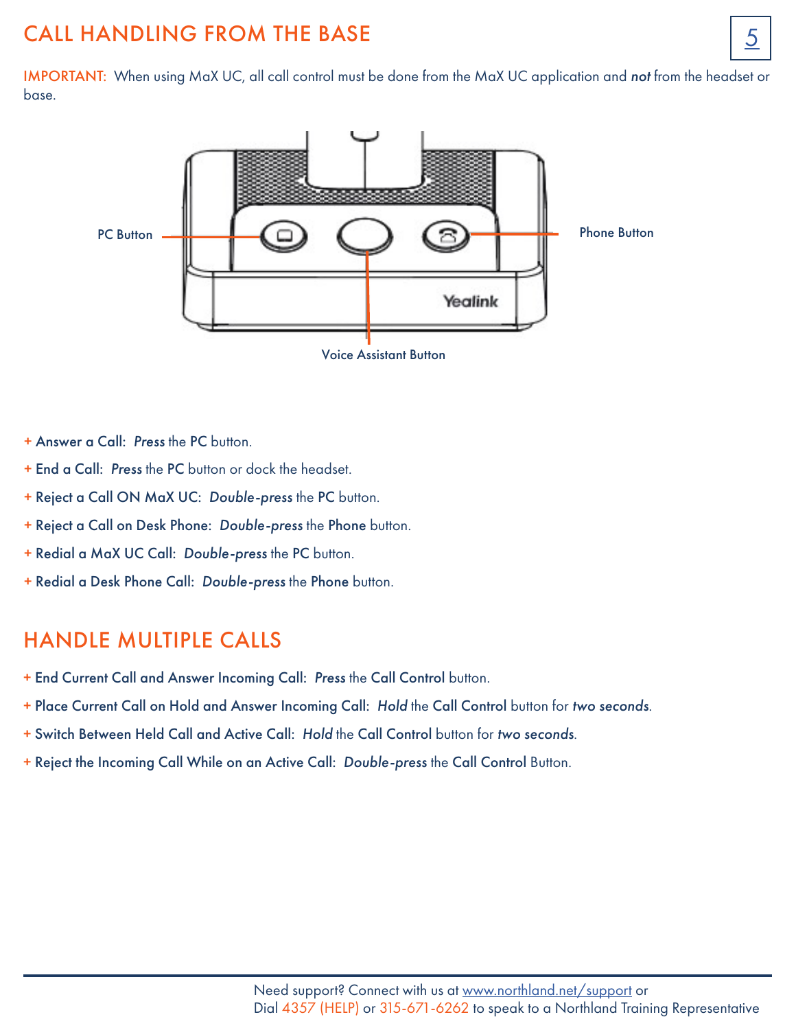# CALL HANDLING FROM THE BASE

IMPORTANT: When using MaX UC, all call control must be done from the MaX UC application and ***not*** from the headset or base.

PC Button

Phone Button

Voice Assistant Button

+ **Answer a Call:** ***Press*** the **PC** button.
+ **End a Call:** ***Press*** the **PC** button or dock the headset.
+ **Reject a Call ON MaX UC:** ***Double-press*** the **PC** button.
+ **Reject a Call on Desk Phone:** ***Double-press*** the **Phone** button.
+ **Redial a MaX UC Call:** ***Double-press*** the **PC** button.
+ **Redial a Desk Phone Call:** ***Double-press*** the **Phone** button.

# HANDLE MULTIPLE CALLS

+ **End Current Call and Answer Incoming Call:** ***Press*** the **Call Control** button.
+ **Place Current Call on Hold and Answer Incoming Call:** ***Hold*** the **Call Control** button for ***two seconds***.
+ **Switch Between Held Call and Active Call:** ***Hold*** the **Call Control** button for ***two seconds***.
+ **Reject the Incoming Call While on an Active Call:** ***Double-press*** the **Call Control** Button.

Need support? Connect with us at [www.northland.net/support](www.northland.net/support) or
Dial 4357 (HELP) or 315-671-6262 to speak to a Northland Training Representative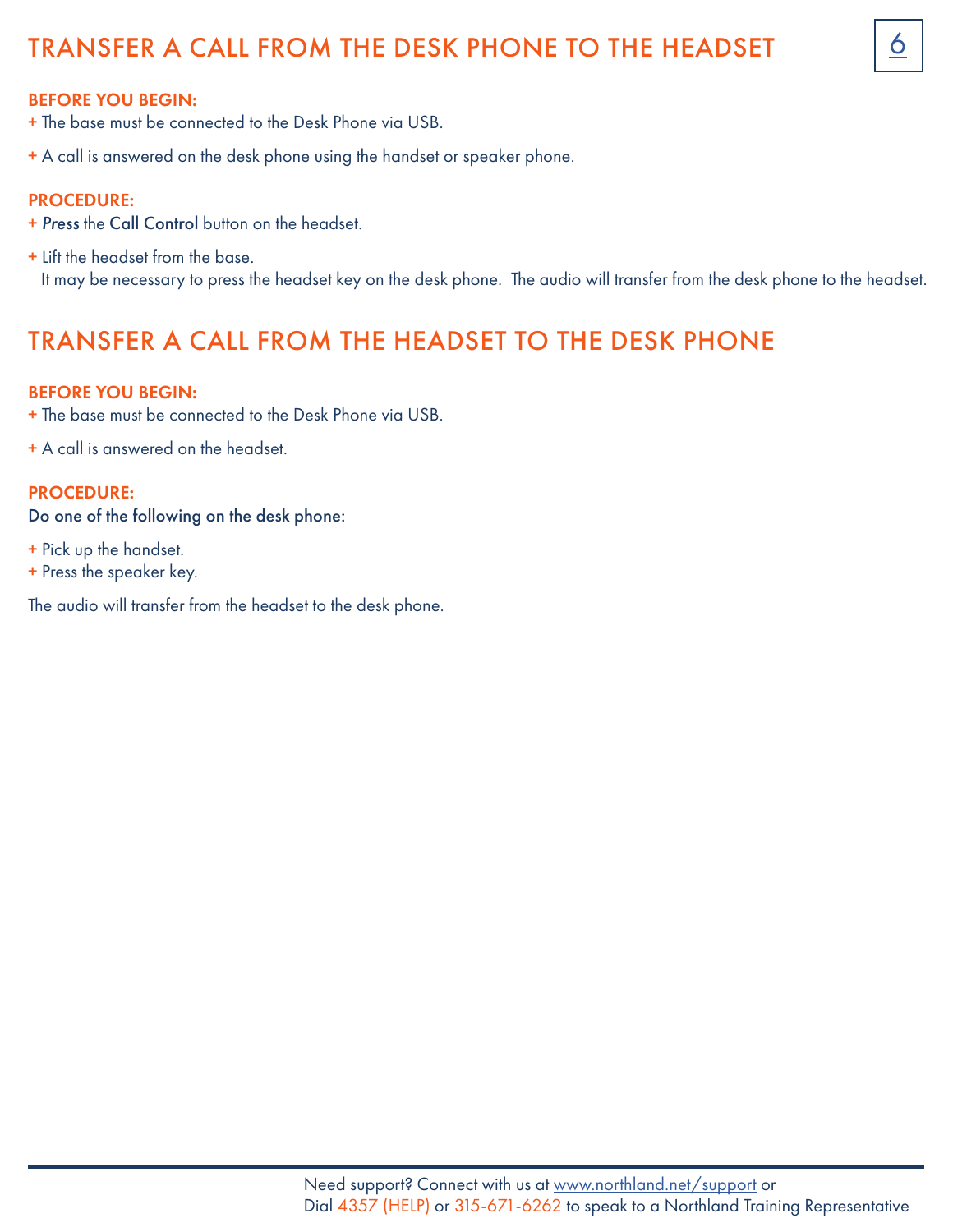# TRANSFER A CALL FROM THE DESK PHONE TO THE HEADSET

**BEFORE YOU BEGIN:**

+ The base must be connected to the Desk Phone via USB.
+ A call is answered on the desk phone using the handset or speaker phone.

**PROCEDURE:**

+ *Press* the **Call Control** button on the headset.
+ Lift the headset from the base.
  It may be necessary to press the headset key on the desk phone. The audio will transfer from the desk phone to the headset.

# TRANSFER A CALL FROM THE HEADSET TO THE DESK PHONE

**BEFORE YOU BEGIN:**

+ The base must be connected to the Desk Phone via USB.
+ A call is answered on the headset.

**PROCEDURE:**

**Do one of the following on the desk phone:**

+ Pick up the handset.
+ Press the speaker key.

The audio will transfer from the headset to the desk phone.

Need support? Connect with us at www.northland.net/support or
Dial 4357 (HELP) or 315-671-6262 to speak to a Northland Training Representative